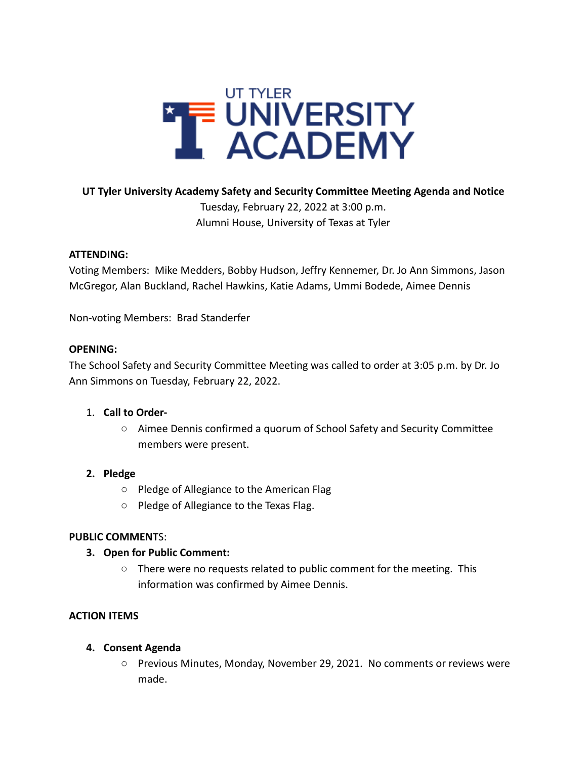UT TYLER UNIVERSITY ACADEMY

**UT Tyler University Academy Safety and Security Committee Meeting Agenda and Notice**

Tuesday, February 22, 2022 at 3:00 p.m.

Alumni House, University of Texas at Tyler

**ATTENDING:**

Voting Members: Mike Medders, Bobby Hudson, Jeffry Kennemer, Dr. Jo Ann Simmons, Jason McGregor, Alan Buckland, Rachel Hawkins, Katie Adams, Ummi Bodede, Aimee Dennis

Non-voting Members: Brad Standerfer

**OPENING:**

The School Safety and Security Committee Meeting was called to order at 3:05 p.m. by Dr. Jo Ann Simmons on Tuesday, February 22, 2022.

1. **Call to Order-**
   - Aimee Dennis confirmed a quorum of School Safety and Security Committee members were present.

2. **Pledge**
   - Pledge of Allegiance to the American Flag
   - Pledge of Allegiance to the Texas Flag.

**PUBLIC COMMENT**S:

3. **Open for Public Comment:**
   - There were no requests related to public comment for the meeting. This information was confirmed by Aimee Dennis.

**ACTION ITEMS**

4. **Consent Agenda**
   - Previous Minutes, Monday, November 29, 2021. No comments or reviews were made.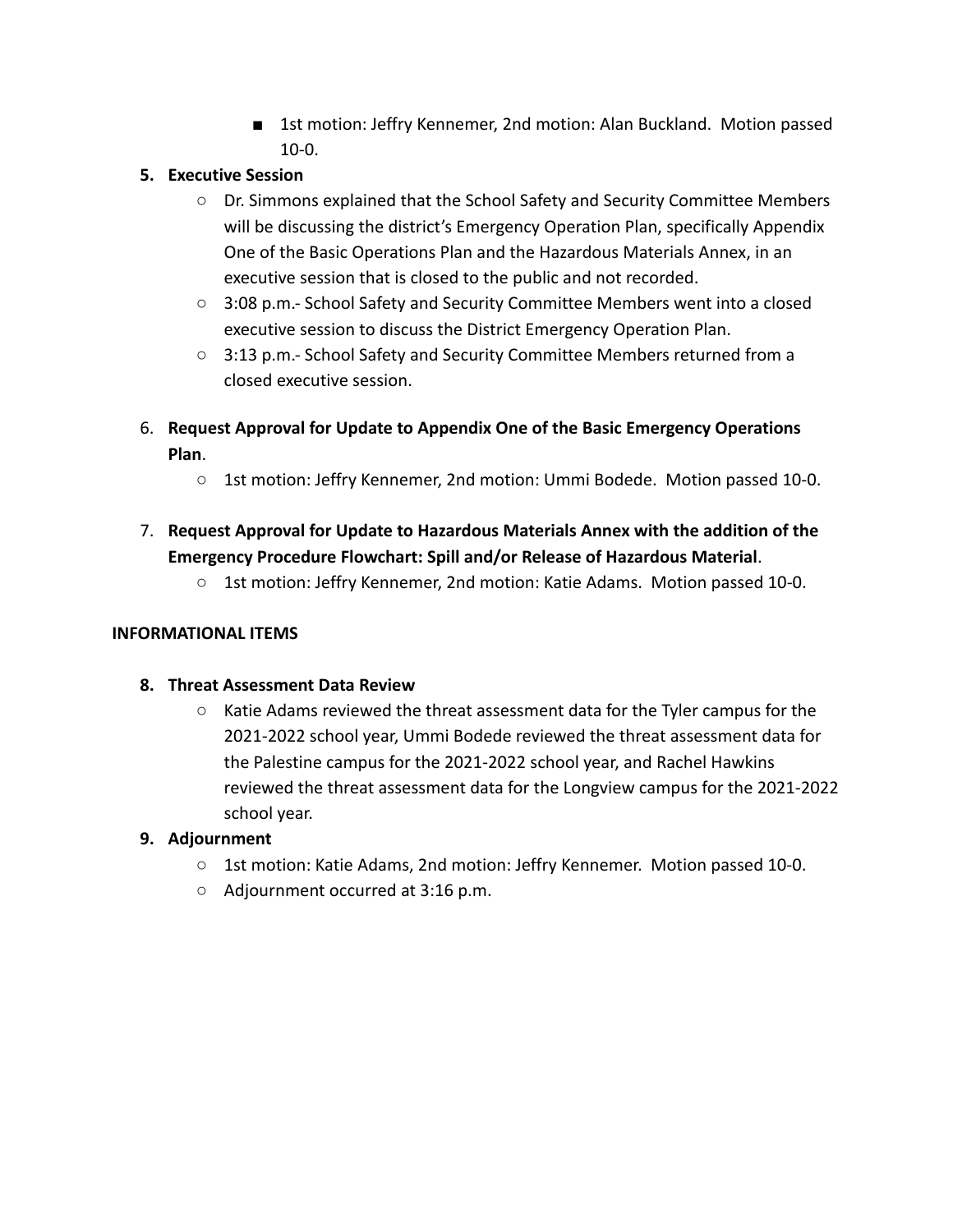- 1st motion: Jeffry Kennemer, 2nd motion: Alan Buckland. Motion passed 10-0.

5. **Executive Session**
    - Dr. Simmons explained that the School Safety and Security Committee Members will be discussing the district's Emergency Operation Plan, specifically Appendix One of the Basic Operations Plan and the Hazardous Materials Annex, in an executive session that is closed to the public and not recorded.
    - 3:08 p.m.- School Safety and Security Committee Members went into a closed executive session to discuss the District Emergency Operation Plan.
    - 3:13 p.m.- School Safety and Security Committee Members returned from a closed executive session.

6. **Request Approval for Update to Appendix One of the Basic Emergency Operations Plan**.
    - 1st motion: Jeffry Kennemer, 2nd motion: Ummi Bodede. Motion passed 10-0.

7. **Request Approval for Update to Hazardous Materials Annex with the addition of the Emergency Procedure Flowchart: Spill and/or Release of Hazardous Material**.
    - 1st motion: Jeffry Kennemer, 2nd motion: Katie Adams. Motion passed 10-0.

**INFORMATIONAL ITEMS**

8. **Threat Assessment Data Review**
    - Katie Adams reviewed the threat assessment data for the Tyler campus for the 2021-2022 school year, Ummi Bodede reviewed the threat assessment data for the Palestine campus for the 2021-2022 school year, and Rachel Hawkins reviewed the threat assessment data for the Longview campus for the 2021-2022 school year.

9. **Adjournment**
    - 1st motion: Katie Adams, 2nd motion: Jeffry Kennemer. Motion passed 10-0.
    - Adjournment occurred at 3:16 p.m.